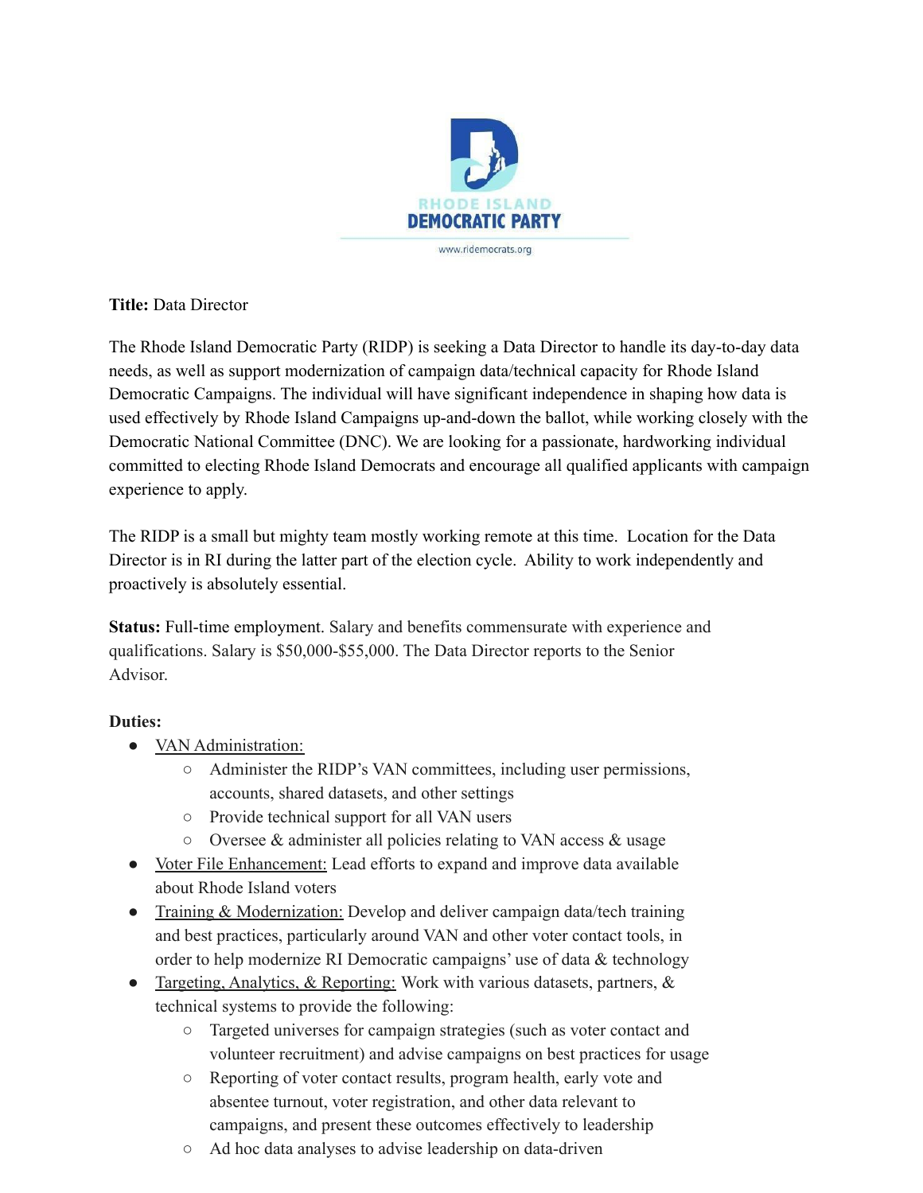RHODE ISLAND
DEMOCRATIC PARTY

www.ridemocrats.org

**Title:** Data Director

The Rhode Island Democratic Party (RIDP) is seeking a Data Director to handle its day-to-day data needs, as well as support modernization of campaign data/technical capacity for Rhode Island Democratic Campaigns. The individual will have significant independence in shaping how data is used effectively by Rhode Island Campaigns up-and-down the ballot, while working closely with the Democratic National Committee (DNC). We are looking for a passionate, hardworking individual committed to electing Rhode Island Democrats and encourage all qualified applicants with campaign experience to apply.

The RIDP is a small but mighty team mostly working remote at this time. Location for the Data Director is in RI during the latter part of the election cycle. Ability to work independently and proactively is absolutely essential.

**Status:** Full-time employment. Salary and benefits commensurate with experience and qualifications. Salary is $50,000-$55,000. The Data Director reports to the Senior Advisor.

**Duties:**

- VAN Administration:
  - Administer the RIDP's VAN committees, including user permissions, accounts, shared datasets, and other settings
  - Provide technical support for all VAN users
  - Oversee & administer all policies relating to VAN access & usage
- Voter File Enhancement: Lead efforts to expand and improve data available about Rhode Island voters
- Training & Modernization: Develop and deliver campaign data/tech training and best practices, particularly around VAN and other voter contact tools, in order to help modernize RI Democratic campaigns' use of data & technology
- Targeting, Analytics, & Reporting: Work with various datasets, partners, & technical systems to provide the following:
  - Targeted universes for campaign strategies (such as voter contact and volunteer recruitment) and advise campaigns on best practices for usage
  - Reporting of voter contact results, program health, early vote and absentee turnout, voter registration, and other data relevant to campaigns, and present these outcomes effectively to leadership
  - Ad hoc data analyses to advise leadership on data-driven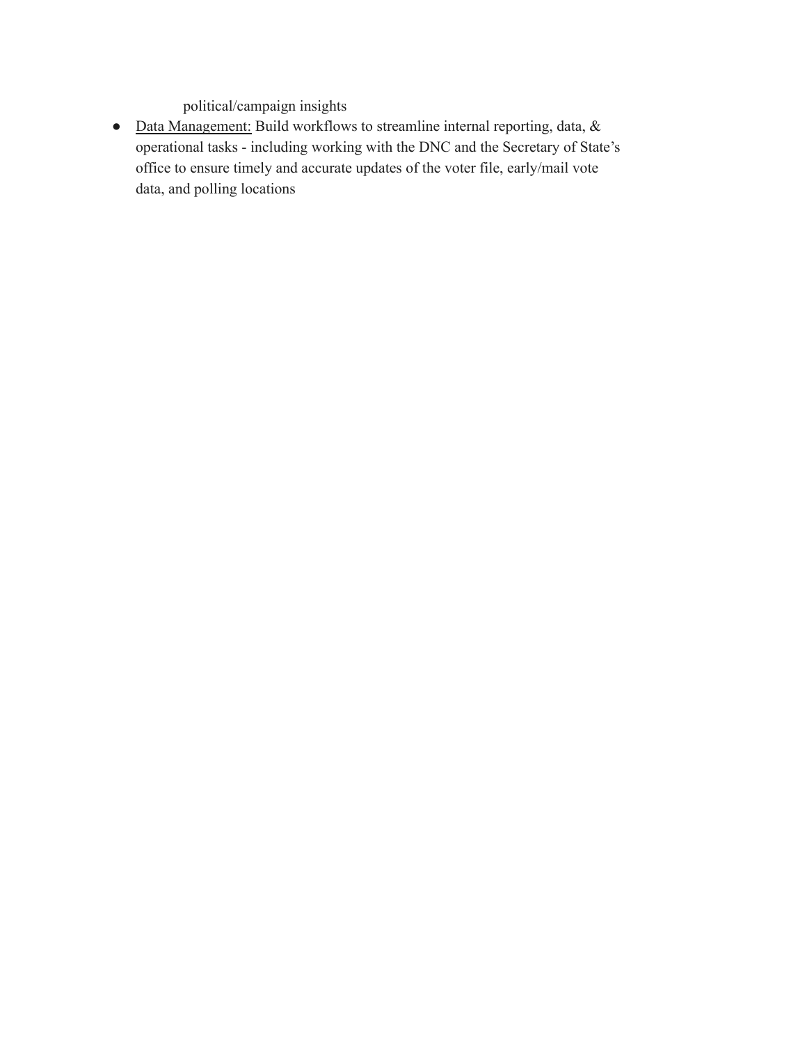political/campaign insights

- Data Management: Build workflows to streamline internal reporting, data, & operational tasks - including working with the DNC and the Secretary of State's office to ensure timely and accurate updates of the voter file, early/mail vote data, and polling locations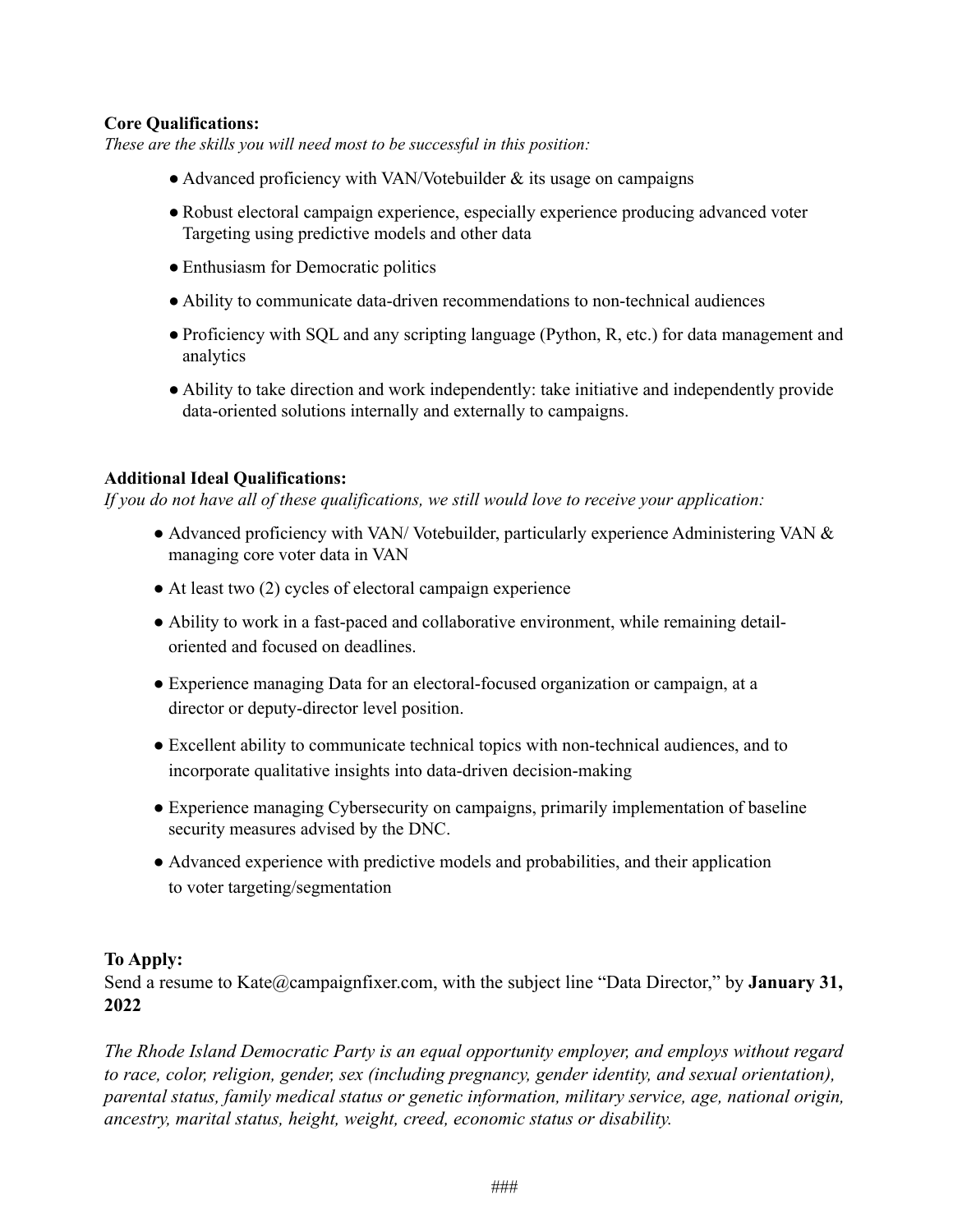**Core Qualifications:**

*These are the skills you will need most to be successful in this position:*

- Advanced proficiency with VAN/Votebuilder & its usage on campaigns
- Robust electoral campaign experience, especially experience producing advanced voter Targeting using predictive models and other data
- Enthusiasm for Democratic politics
- Ability to communicate data-driven recommendations to non-technical audiences
- Proficiency with SQL and any scripting language (Python, R, etc.) for data management and analytics
- Ability to take direction and work independently: take initiative and independently provide data-oriented solutions internally and externally to campaigns.

**Additional Ideal Qualifications:**

*If you do not have all of these qualifications, we still would love to receive your application:*

- Advanced proficiency with VAN/ Votebuilder, particularly experience Administering VAN & managing core voter data in VAN
- At least two (2) cycles of electoral campaign experience
- Ability to work in a fast-paced and collaborative environment, while remaining detail-oriented and focused on deadlines.
- Experience managing Data for an electoral-focused organization or campaign, at a director or deputy-director level position.
- Excellent ability to communicate technical topics with non-technical audiences, and to incorporate qualitative insights into data-driven decision-making
- Experience managing Cybersecurity on campaigns, primarily implementation of baseline security measures advised by the DNC.
- Advanced experience with predictive models and probabilities, and their application to voter targeting/segmentation

**To Apply:**

Send a resume to Kate@campaignfixer.com, with the subject line "Data Director," by **January 31, 2022**

*The Rhode Island Democratic Party is an equal opportunity employer, and employs without regard to race, color, religion, gender, sex (including pregnancy, gender identity, and sexual orientation), parental status, family medical status or genetic information, military service, age, national origin, ancestry, marital status, height, weight, creed, economic status or disability.*

*###*